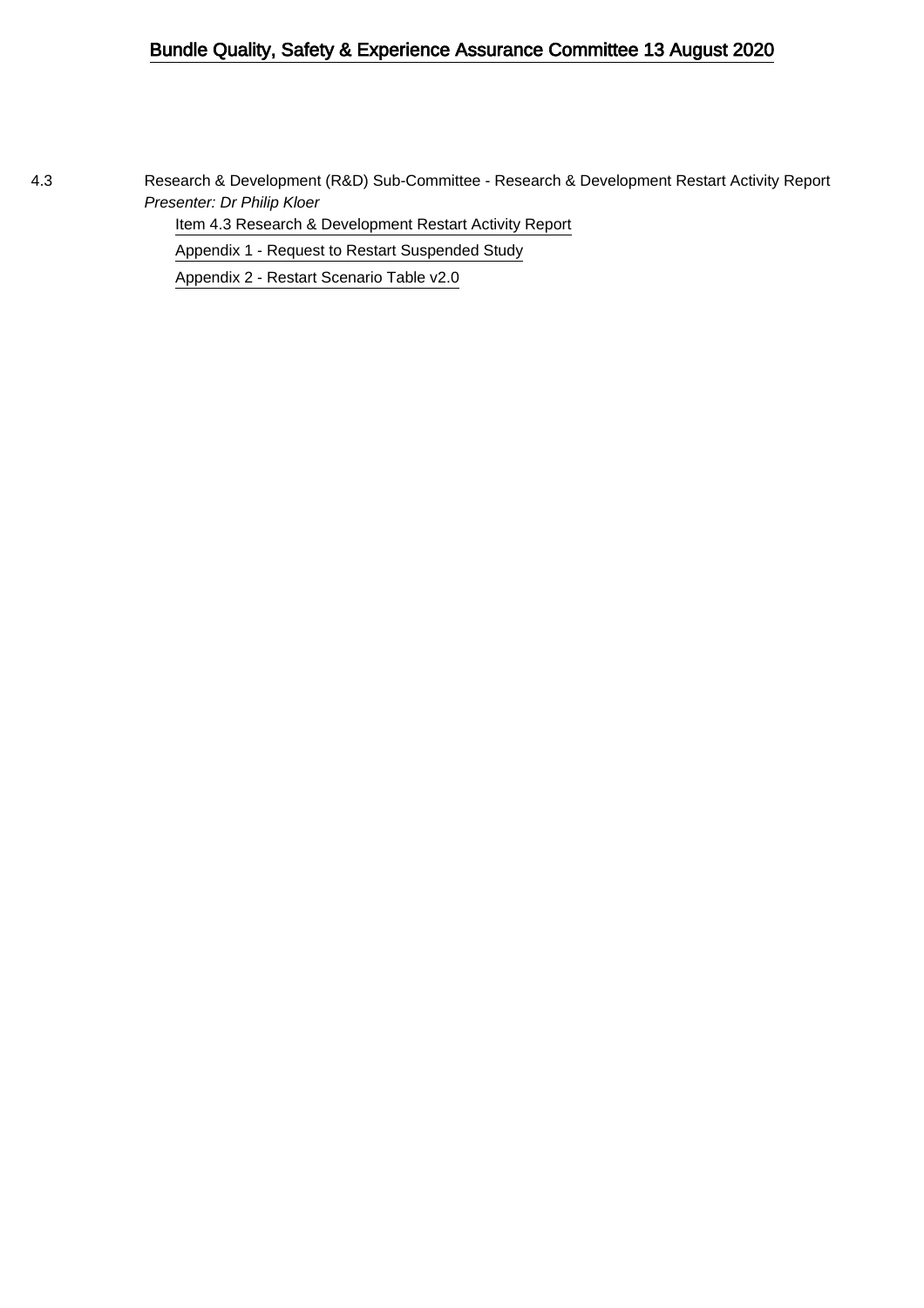# Bundle Quality, Safety & Experience Assurance Committee 13 August 2020

4.3 Research & Development (R&D) Sub-Committee - Research & Development Restart Activity Report

*Presenter: Dr Philip Kloer*

Item 4.3 Research & Development Restart Activity Report

Appendix 1 - Request to Restart Suspended Study

Appendix 2 - Restart Scenario Table v2.0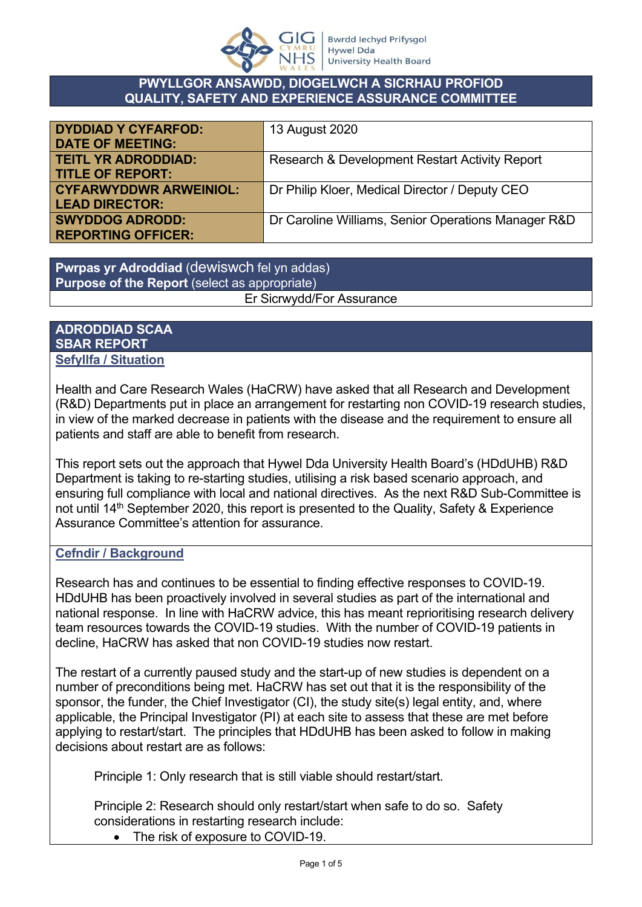**PWYLLGOR ANSAWDD, DIOGELWCH A SICRHAU PROFIOD**
**QUALITY, SAFETY AND EXPERIENCE ASSURANCE COMMITTEE**

| | |
|---|---|
| **DYDDIAD Y CYFARFOD: DATE OF MEETING:** | 13 August 2020 |
| **TEITL YR ADRODDIAD: TITLE OF REPORT:** | Research & Development Restart Activity Report |
| **CYFARWYDDWR ARWEINIOL: LEAD DIRECTOR:** | Dr Philip Kloer, Medical Director / Deputy CEO |
| **SWYDDOG ADRODD: REPORTING OFFICER:** | Dr Caroline Williams, Senior Operations Manager R&D |

| **Pwrpas yr Adroddiad** (dewiswch fel yn addas) **Purpose of the Report** (select as appropriate) |
|---|
| Er Sicrwydd/For Assurance |

## ADRODDIAD SCAA
## SBAR REPORT

### Sefyllfa / Situation

Health and Care Research Wales (HaCRW) have asked that all Research and Development (R&D) Departments put in place an arrangement for restarting non COVID-19 research studies, in view of the marked decrease in patients with the disease and the requirement to ensure all patients and staff are able to benefit from research.

This report sets out the approach that Hywel Dda University Health Board's (HDdUHB) R&D Department is taking to re-starting studies, utilising a risk based scenario approach, and ensuring full compliance with local and national directives. As the next R&D Sub-Committee is not until 14th September 2020, this report is presented to the Quality, Safety & Experience Assurance Committee's attention for assurance.

### Cefndir / Background

Research has and continues to be essential to finding effective responses to COVID-19. HDdUHB has been proactively involved in several studies as part of the international and national response. In line with HaCRW advice, this has meant reprioritising research delivery team resources towards the COVID-19 studies. With the number of COVID-19 patients in decline, HaCRW has asked that non COVID-19 studies now restart.

The restart of a currently paused study and the start-up of new studies is dependent on a number of preconditions being met. HaCRW has set out that it is the responsibility of the sponsor, the funder, the Chief Investigator (CI), the study site(s) legal entity, and, where applicable, the Principal Investigator (PI) at each site to assess that these are met before applying to restart/start. The principles that HDdUHB has been asked to follow in making decisions about restart are as follows:

Principle 1: Only research that is still viable should restart/start.

Principle 2: Research should only restart/start when safe to do so. Safety considerations in restarting research include:

- The risk of exposure to COVID-19.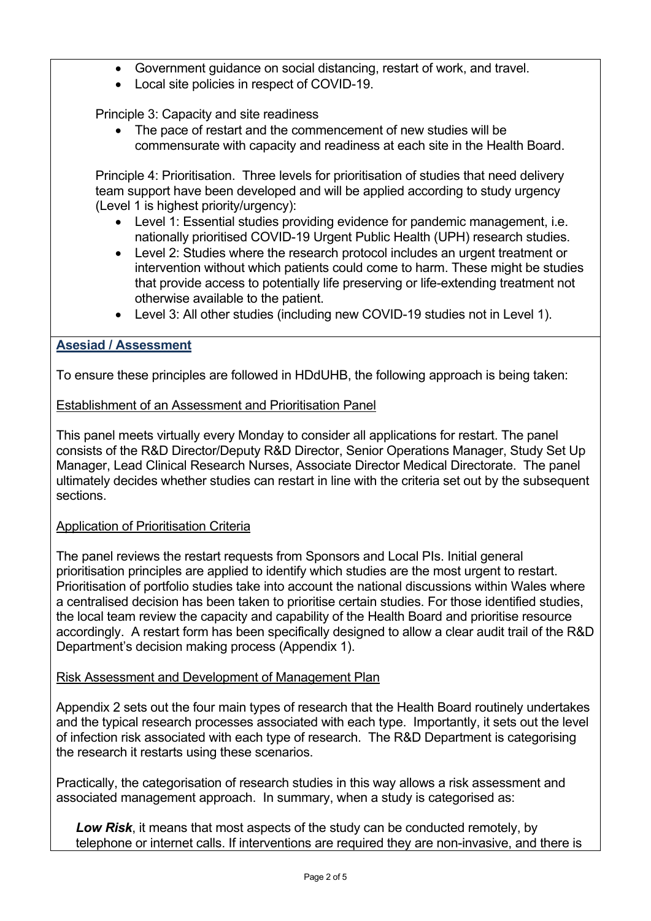- Government guidance on social distancing, restart of work, and travel.
- Local site policies in respect of COVID-19.

Principle 3: Capacity and site readiness

- The pace of restart and the commencement of new studies will be commensurate with capacity and readiness at each site in the Health Board.

Principle 4: Prioritisation. Three levels for prioritisation of studies that need delivery team support have been developed and will be applied according to study urgency (Level 1 is highest priority/urgency):

- Level 1: Essential studies providing evidence for pandemic management, i.e. nationally prioritised COVID-19 Urgent Public Health (UPH) research studies.
- Level 2: Studies where the research protocol includes an urgent treatment or intervention without which patients could come to harm. These might be studies that provide access to potentially life preserving or life-extending treatment not otherwise available to the patient.
- Level 3: All other studies (including new COVID-19 studies not in Level 1).

## Asesiad / Assessment

To ensure these principles are followed in HDdUHB, the following approach is being taken:

Establishment of an Assessment and Prioritisation Panel

This panel meets virtually every Monday to consider all applications for restart. The panel consists of the R&D Director/Deputy R&D Director, Senior Operations Manager, Study Set Up Manager, Lead Clinical Research Nurses, Associate Director Medical Directorate. The panel ultimately decides whether studies can restart in line with the criteria set out by the subsequent sections.

Application of Prioritisation Criteria

The panel reviews the restart requests from Sponsors and Local PIs. Initial general prioritisation principles are applied to identify which studies are the most urgent to restart. Prioritisation of portfolio studies take into account the national discussions within Wales where a centralised decision has been taken to prioritise certain studies. For those identified studies, the local team review the capacity and capability of the Health Board and prioritise resource accordingly. A restart form has been specifically designed to allow a clear audit trail of the R&D Department's decision making process (Appendix 1).

Risk Assessment and Development of Management Plan

Appendix 2 sets out the four main types of research that the Health Board routinely undertakes and the typical research processes associated with each type. Importantly, it sets out the level of infection risk associated with each type of research. The R&D Department is categorising the research it restarts using these scenarios.

Practically, the categorisation of research studies in this way allows a risk assessment and associated management approach. In summary, when a study is categorised as:

***Low Risk***, it means that most aspects of the study can be conducted remotely, by telephone or internet calls. If interventions are required they are non-invasive, and there is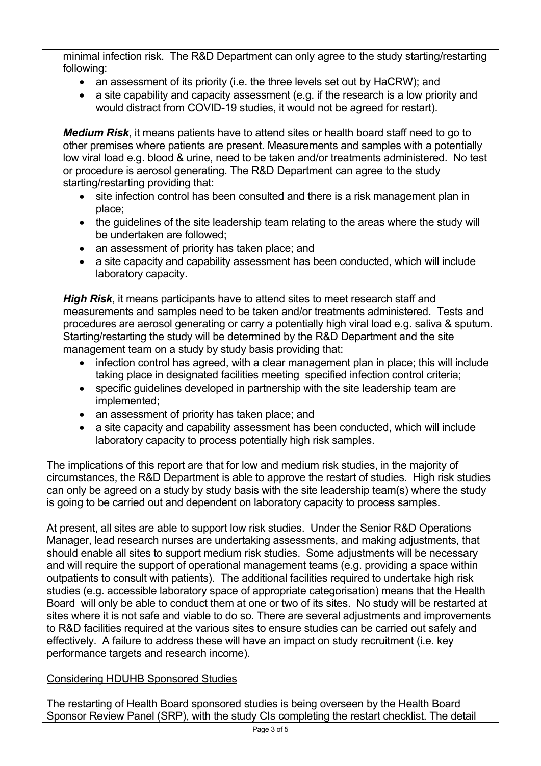minimal infection risk. The R&D Department can only agree to the study starting/restarting following:

- an assessment of its priority (i.e. the three levels set out by HaCRW); and
- a site capability and capacity assessment (e.g. if the research is a low priority and would distract from COVID-19 studies, it would not be agreed for restart).

***Medium Risk***, it means patients have to attend sites or health board staff need to go to other premises where patients are present. Measurements and samples with a potentially low viral load e.g. blood & urine, need to be taken and/or treatments administered. No test or procedure is aerosol generating. The R&D Department can agree to the study starting/restarting providing that:

- site infection control has been consulted and there is a risk management plan in place;
- the guidelines of the site leadership team relating to the areas where the study will be undertaken are followed;
- an assessment of priority has taken place; and
- a site capacity and capability assessment has been conducted, which will include laboratory capacity.

***High Risk***, it means participants have to attend sites to meet research staff and measurements and samples need to be taken and/or treatments administered. Tests and procedures are aerosol generating or carry a potentially high viral load e.g. saliva & sputum. Starting/restarting the study will be determined by the R&D Department and the site management team on a study by study basis providing that:

- infection control has agreed, with a clear management plan in place; this will include taking place in designated facilities meeting specified infection control criteria;
- specific guidelines developed in partnership with the site leadership team are implemented;
- an assessment of priority has taken place; and
- a site capacity and capability assessment has been conducted, which will include laboratory capacity to process potentially high risk samples.

The implications of this report are that for low and medium risk studies, in the majority of circumstances, the R&D Department is able to approve the restart of studies. High risk studies can only be agreed on a study by study basis with the site leadership team(s) where the study is going to be carried out and dependent on laboratory capacity to process samples.

At present, all sites are able to support low risk studies. Under the Senior R&D Operations Manager, lead research nurses are undertaking assessments, and making adjustments, that should enable all sites to support medium risk studies. Some adjustments will be necessary and will require the support of operational management teams (e.g. providing a space within outpatients to consult with patients). The additional facilities required to undertake high risk studies (e.g. accessible laboratory space of appropriate categorisation) means that the Health Board will only be able to conduct them at one or two of its sites. No study will be restarted at sites where it is not safe and viable to do so. There are several adjustments and improvements to R&D facilities required at the various sites to ensure studies can be carried out safely and effectively. A failure to address these will have an impact on study recruitment (i.e. key performance targets and research income).

Considering HDUHB Sponsored Studies

The restarting of Health Board sponsored studies is being overseen by the Health Board Sponsor Review Panel (SRP), with the study CIs completing the restart checklist. The detail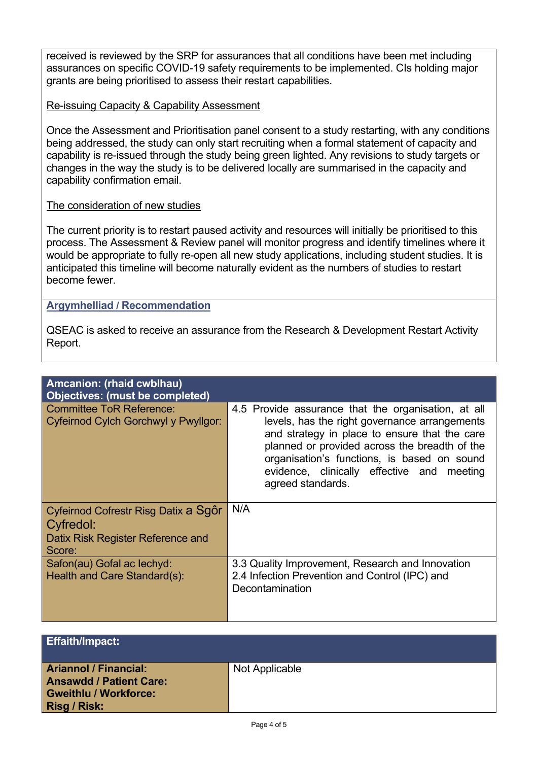received is reviewed by the SRP for assurances that all conditions have been met including assurances on specific COVID-19 safety requirements to be implemented. CIs holding major grants are being prioritised to assess their restart capabilities.

Re-issuing Capacity & Capability Assessment

Once the Assessment and Prioritisation panel consent to a study restarting, with any conditions being addressed, the study can only start recruiting when a formal statement of capacity and capability is re-issued through the study being green lighted. Any revisions to study targets or changes in the way the study is to be delivered locally are summarised in the capacity and capability confirmation email.

The consideration of new studies

The current priority is to restart paused activity and resources will initially be prioritised to this process. The Assessment & Review panel will monitor progress and identify timelines where it would be appropriate to fully re-open all new study applications, including student studies. It is anticipated this timeline will become naturally evident as the numbers of studies to restart become fewer.

**Argymhelliad / Recommendation**

QSEAC is asked to receive an assurance from the Research & Development Restart Activity Report.

| **Amcanion: (rhaid cwblhau)<br>Objectives: (must be completed)** | |
|---|---|
| Committee ToR Reference:<br>Cyfeirnod Cylch Gorchwyl y Pwyllgor: | 4.5 Provide assurance that the organisation, at all levels, has the right governance arrangements and strategy in place to ensure that the care planned or provided across the breadth of the organisation's functions, is based on sound evidence, clinically effective and meeting agreed standards. |
| Cyfeirnod Cofrestr Risg Datix a Sgôr Cyfredol:<br>Datix Risk Register Reference and Score: | N/A |
| Safon(au) Gofal ac Iechyd:<br>Health and Care Standard(s): | 3.3 Quality Improvement, Research and Innovation<br>2.4 Infection Prevention and Control (IPC) and Decontamination |

| **Effaith/Impact:** | |
|---|---|
| **Ariannol / Financial:**<br>**Ansawdd / Patient Care:**<br>**Gweithlu / Workforce:**<br>**Risg / Risk:** | Not Applicable |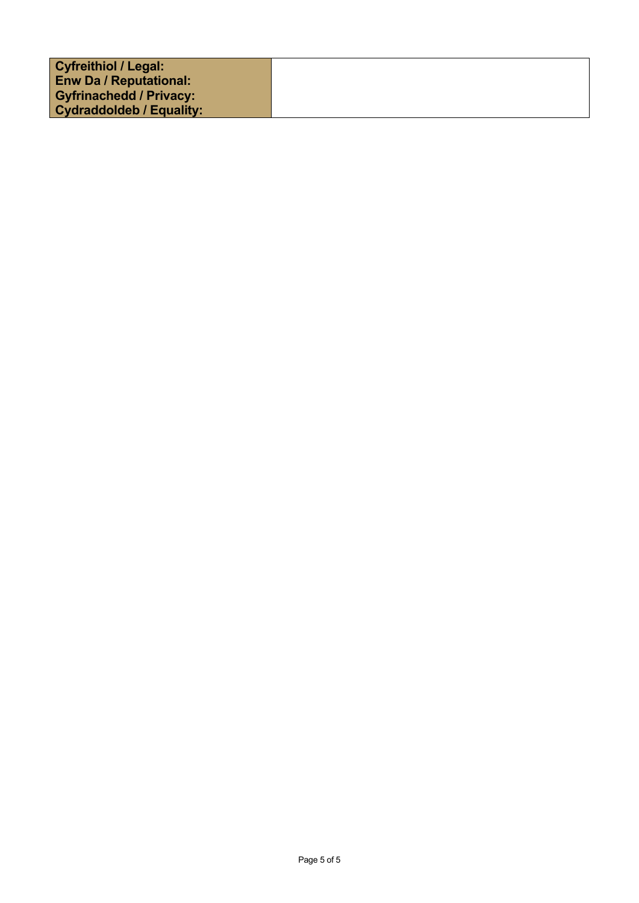| **Cyfreithiol / Legal:**<br>**Enw Da / Reputational:**<br>**Gyfrinachedd / Privacy:**<br>**Cydraddoldeb / Equality:** | |
|---|---|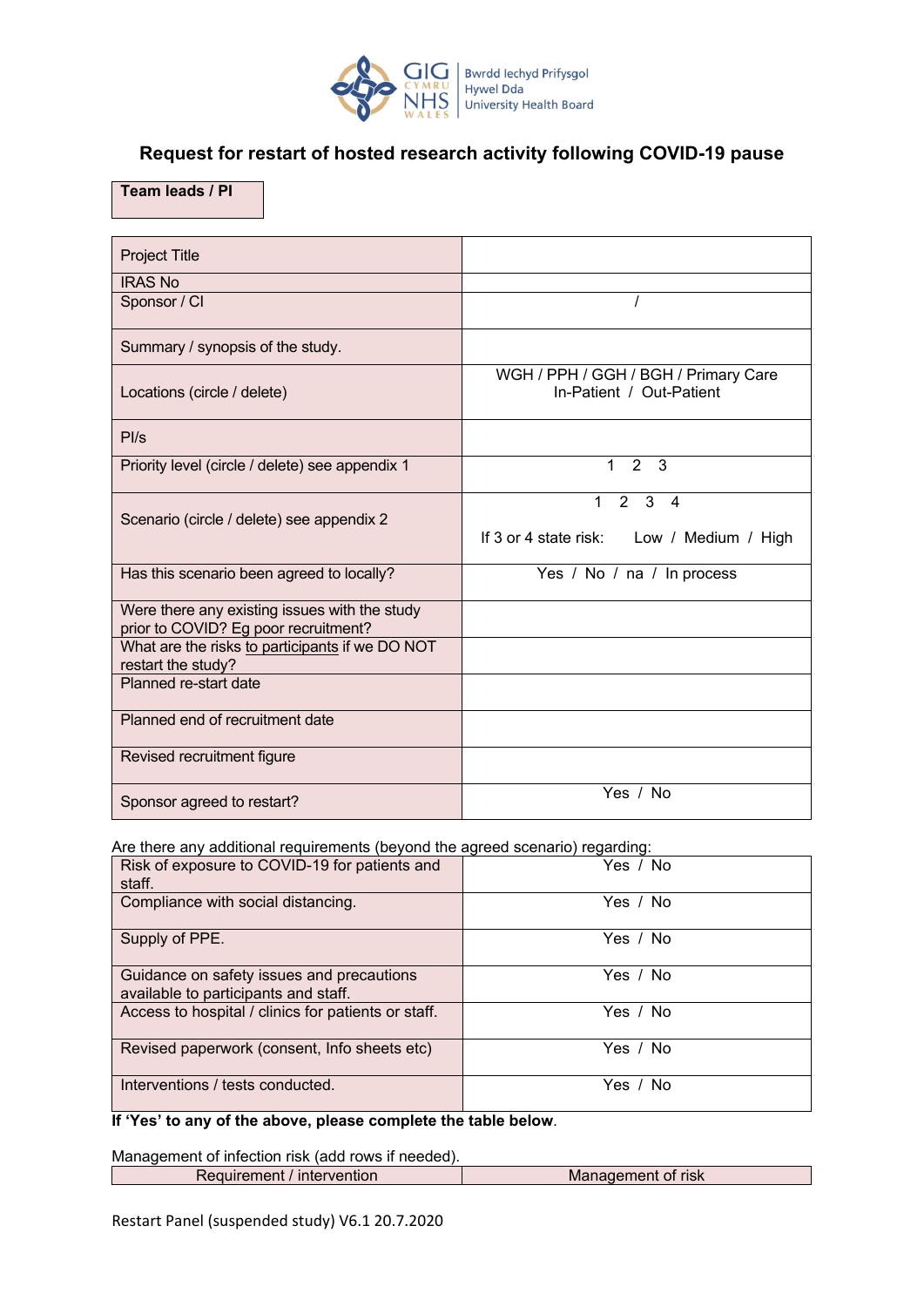# Request for restart of hosted research activity following COVID-19 pause

**Team leads / PI**

| | |
|---|---|
| Project Title | |
| IRAS No | |
| Sponsor / CI | / |
| Summary / synopsis of the study. | |
| Locations (circle / delete) | WGH / PPH / GGH / BGH / Primary Care<br>In-Patient / Out-Patient |
| PI/s | |
| Priority level (circle / delete) see appendix 1 | 1 2 3 |
| Scenario (circle / delete) see appendix 2 | 1 2 3 4<br>If 3 or 4 state risk: Low / Medium / High |
| Has this scenario been agreed to locally? | Yes / No / na / In process |
| Were there any existing issues with the study prior to COVID? Eg poor recruitment? | |
| What are the risks to participants if we DO NOT restart the study? | |
| Planned re-start date | |
| Planned end of recruitment date | |
| Revised recruitment figure | |
| Sponsor agreed to restart? | Yes / No |

Are there any additional requirements (beyond the agreed scenario) regarding:

| | |
|---|---|
| Risk of exposure to COVID-19 for patients and staff. | Yes / No |
| Compliance with social distancing. | Yes / No |
| Supply of PPE. | Yes / No |
| Guidance on safety issues and precautions available to participants and staff. | Yes / No |
| Access to hospital / clinics for patients or staff. | Yes / No |
| Revised paperwork (consent, Info sheets etc) | Yes / No |
| Interventions / tests conducted. | Yes / No |

**If 'Yes' to any of the above, please complete the table below**.

Management of infection risk (add rows if needed).

| Requirement / intervention | Management of risk |
|---|---|

Restart Panel (suspended study) V6.1 20.7.2020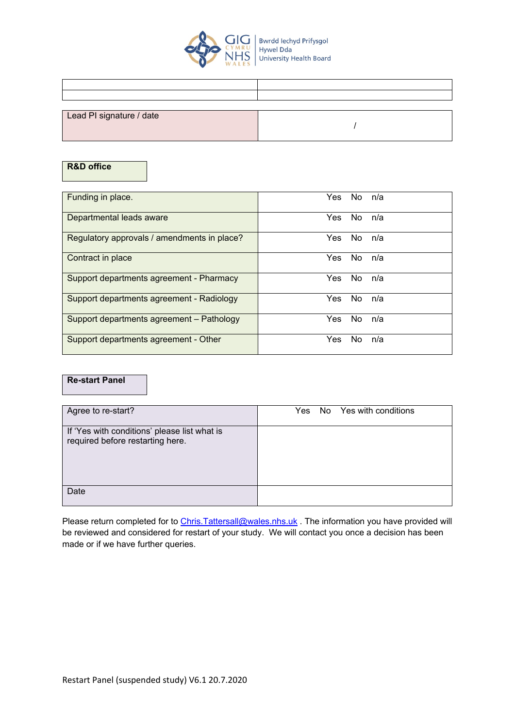| | |
|---|---|
| | |

| Lead PI signature / date | / |
|---|---|

**R&D office**

| | |
|---|---|
| Funding in place. | Yes No n/a |
| Departmental leads aware | Yes No n/a |
| Regulatory approvals / amendments in place? | Yes No n/a |
| Contract in place | Yes No n/a |
| Support departments agreement - Pharmacy | Yes No n/a |
| Support departments agreement - Radiology | Yes No n/a |
| Support departments agreement – Pathology | Yes No n/a |
| Support departments agreement - Other | Yes No n/a |

**Re-start Panel**

| | |
|---|---|
| Agree to re-start? | Yes No Yes with conditions |
| If 'Yes with conditions' please list what is required before restarting here. | |
| Date | |

Please return completed for to Chris.Tattersall@wales.nhs.uk . The information you have provided will be reviewed and considered for restart of your study. We will contact you once a decision has been made or if we have further queries.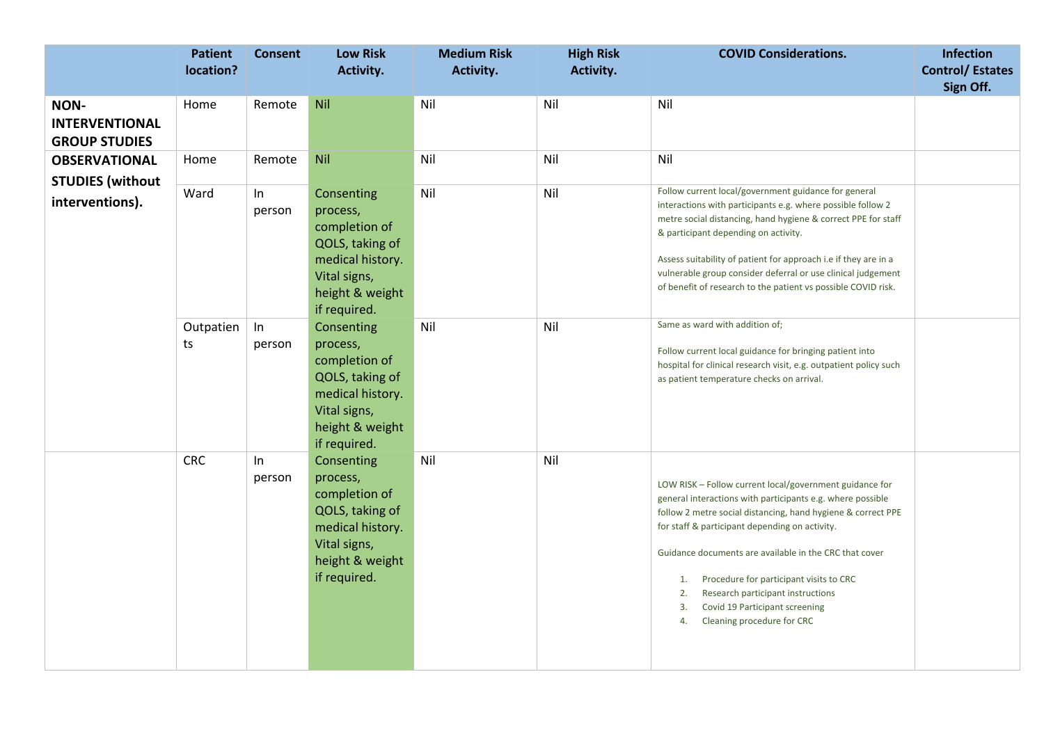| | Patient location? | Consent | Low Risk Activity. | Medium Risk Activity. | High Risk Activity. | COVID Considerations. | Infection Control/ Estates Sign Off. |
|---|---|---|---|---|---|---|---|
| **NON-INTERVENTIONAL GROUP STUDIES** | Home | Remote | Nil | Nil | Nil | Nil | |
| **OBSERVATIONAL STUDIES (without interventions).** | Home | Remote | Nil | Nil | Nil | Nil | |
| | Ward | In person | Consenting process, completion of QOLS, taking of medical history. Vital signs, height & weight if required. | Nil | Nil | Follow current local/government guidance for general interactions with participants e.g. where possible follow 2 metre social distancing, hand hygiene & correct PPE for staff & participant depending on activity. <br><br> Assess suitability of patient for approach i.e if they are in a vulnerable group consider deferral or use clinical judgement of benefit of research to the patient vs possible COVID risk. | |
| | Outpatients | In person | Consenting process, completion of QOLS, taking of medical history. Vital signs, height & weight if required. | Nil | Nil | Same as ward with addition of; <br><br> Follow current local guidance for bringing patient into hospital for clinical research visit, e.g. outpatient policy such as patient temperature checks on arrival. | |
| | CRC | In person | Consenting process, completion of QOLS, taking of medical history. Vital signs, height & weight if required. | Nil | Nil | LOW RISK – Follow current local/government guidance for general interactions with participants e.g. where possible follow 2 metre social distancing, hand hygiene & correct PPE for staff & participant depending on activity. <br><br> Guidance documents are available in the CRC that cover <br><br> 1. Procedure for participant visits to CRC <br> 2. Research participant instructions <br> 3. Covid 19 Participant screening <br> 4. Cleaning procedure for CRC | |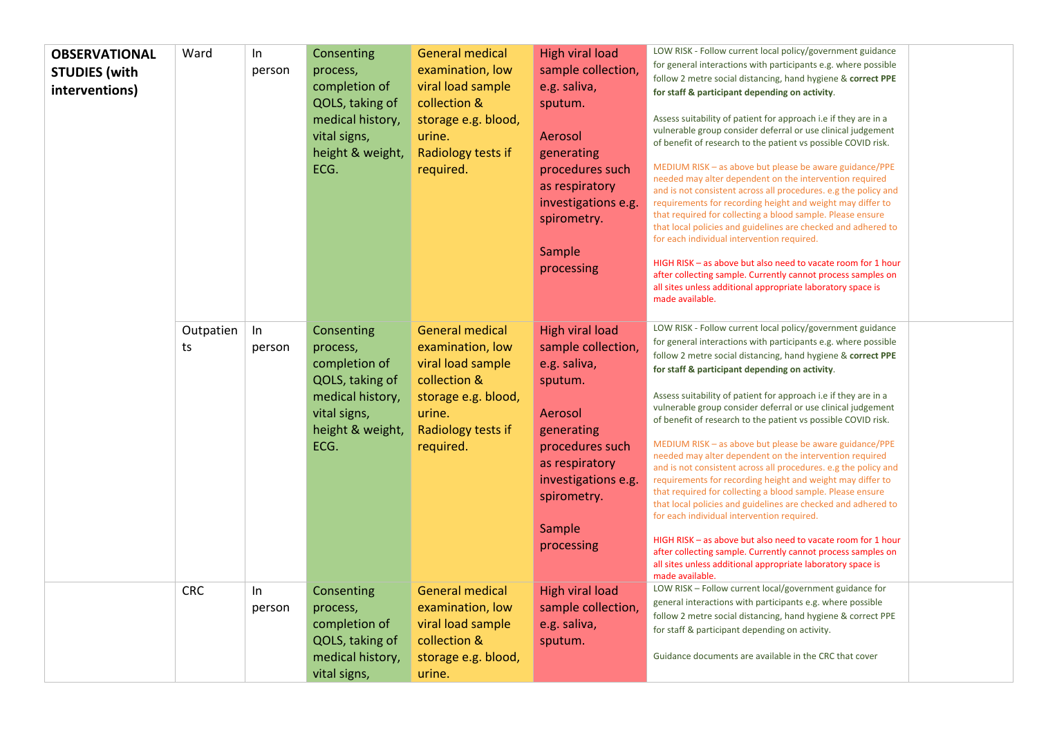| | | | | | | | |
|---|---|---|---|---|---|---|---|
| **OBSERVATIONAL STUDIES (with interventions)** | Ward | In person | Consenting process, completion of QOLS, taking of medical history, vital signs, height & weight, ECG. | General medical examination, low viral load sample collection & storage e.g. blood, urine. Radiology tests if required. | High viral load sample collection, e.g. saliva, sputum.<br><br>Aerosol generating procedures such as respiratory investigations e.g. spirometry.<br><br>Sample processing | LOW RISK - Follow current local policy/government guidance for general interactions with participants e.g. where possible follow 2 metre social distancing, hand hygiene & **correct PPE for staff & participant depending on activity**.<br><br>Assess suitability of patient for approach i.e if they are in a vulnerable group consider deferral or use clinical judgement of benefit of research to the patient vs possible COVID risk.<br><br>MEDIUM RISK – as above but please be aware guidance/PPE needed may alter dependent on the intervention required and is not consistent across all procedures. e.g the policy and requirements for recording height and weight may differ to that required for collecting a blood sample. Please ensure that local policies and guidelines are checked and adhered to for each individual intervention required.<br><br>HIGH RISK – as above but also need to vacate room for 1 hour after collecting sample. Currently cannot process samples on all sites unless additional appropriate laboratory space is made available. | |
| | Outpatients | In person | Consenting process, completion of QOLS, taking of medical history, vital signs, height & weight, ECG. | General medical examination, low viral load sample collection & storage e.g. blood, urine. Radiology tests if required. | High viral load sample collection, e.g. saliva, sputum.<br><br>Aerosol generating procedures such as respiratory investigations e.g. spirometry.<br><br>Sample processing | LOW RISK - Follow current local policy/government guidance for general interactions with participants e.g. where possible follow 2 metre social distancing, hand hygiene & **correct PPE for staff & participant depending on activity**.<br><br>Assess suitability of patient for approach i.e if they are in a vulnerable group consider deferral or use clinical judgement of benefit of research to the patient vs possible COVID risk.<br><br>MEDIUM RISK – as above but please be aware guidance/PPE needed may alter dependent on the intervention required and is not consistent across all procedures. e.g the policy and requirements for recording height and weight may differ to that required for collecting a blood sample. Please ensure that local policies and guidelines are checked and adhered to for each individual intervention required.<br><br>HIGH RISK – as above but also need to vacate room for 1 hour after collecting sample. Currently cannot process samples on all sites unless additional appropriate laboratory space is made available. | |
| | CRC | In person | Consenting process, completion of QOLS, taking of medical history, vital signs, | General medical examination, low viral load sample collection & storage e.g. blood, urine. | High viral load sample collection, e.g. saliva, sputum. | LOW RISK – Follow current local/government guidance for general interactions with participants e.g. where possible follow 2 metre social distancing, hand hygiene & correct PPE for staff & participant depending on activity.<br><br>Guidance documents are available in the CRC that cover | |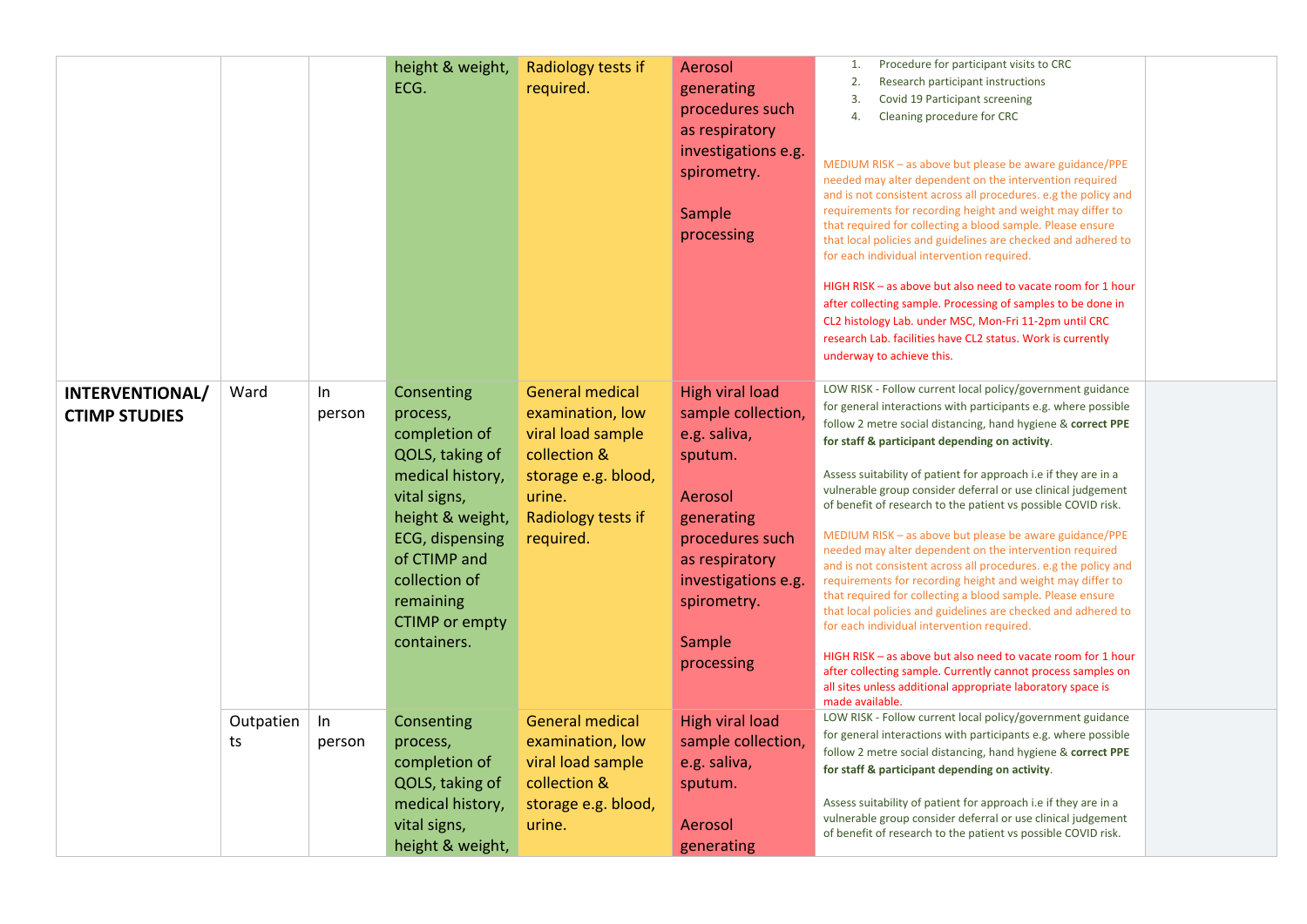| | | | | | | | |
|---|---|---|---|---|---|---|---|
| | | | height & weight, ECG. | Radiology tests if required. | Aerosol generating procedures such as respiratory investigations e.g. spirometry.<br><br>Sample processing | 1. Procedure for participant visits to CRC<br>2. Research participant instructions<br>3. Covid 19 Participant screening<br>4. Cleaning procedure for CRC<br><br>MEDIUM RISK – as above but please be aware guidance/PPE needed may alter dependent on the intervention required and is not consistent across all procedures. e.g the policy and requirements for recording height and weight may differ to that required for collecting a blood sample. Please ensure that local policies and guidelines are checked and adhered to for each individual intervention required.<br><br>HIGH RISK – as above but also need to vacate room for 1 hour after collecting sample. Processing of samples to be done in CL2 histology Lab. under MSC, Mon-Fri 11-2pm until CRC research Lab. facilities have CL2 status. Work is currently underway to achieve this. | |
| **INTERVENTIONAL/ CTIMP STUDIES** | Ward | In person | Consenting process, completion of QOLS, taking of medical history, vital signs, height & weight, ECG, dispensing of CTIMP and collection of remaining CTIMP or empty containers. | General medical examination, low viral load sample collection & storage e.g. blood, urine.<br>Radiology tests if required. | High viral load sample collection, e.g. saliva, sputum.<br><br>Aerosol generating procedures such as respiratory investigations e.g. spirometry.<br><br>Sample processing | LOW RISK - Follow current local policy/government guidance for general interactions with participants e.g. where possible follow 2 metre social distancing, hand hygiene & **correct PPE for staff & participant depending on activity**.<br><br>Assess suitability of patient for approach i.e if they are in a vulnerable group consider deferral or use clinical judgement of benefit of research to the patient vs possible COVID risk.<br><br>MEDIUM RISK – as above but please be aware guidance/PPE needed may alter dependent on the intervention required and is not consistent across all procedures. e.g the policy and requirements for recording height and weight may differ to that required for collecting a blood sample. Please ensure that local policies and guidelines are checked and adhered to for each individual intervention required.<br><br>HIGH RISK – as above but also need to vacate room for 1 hour after collecting sample. Currently cannot process samples on all sites unless additional appropriate laboratory space is made available. | |
| | Outpatients | In person | Consenting process, completion of QOLS, taking of medical history, vital signs, height & weight, | General medical examination, low viral load sample collection & storage e.g. blood, urine. | High viral load sample collection, e.g. saliva, sputum.<br><br>Aerosol generating | LOW RISK - Follow current local policy/government guidance for general interactions with participants e.g. where possible follow 2 metre social distancing, hand hygiene & **correct PPE for staff & participant depending on activity**.<br><br>Assess suitability of patient for approach i.e if they are in a vulnerable group consider deferral or use clinical judgement of benefit of research to the patient vs possible COVID risk. | |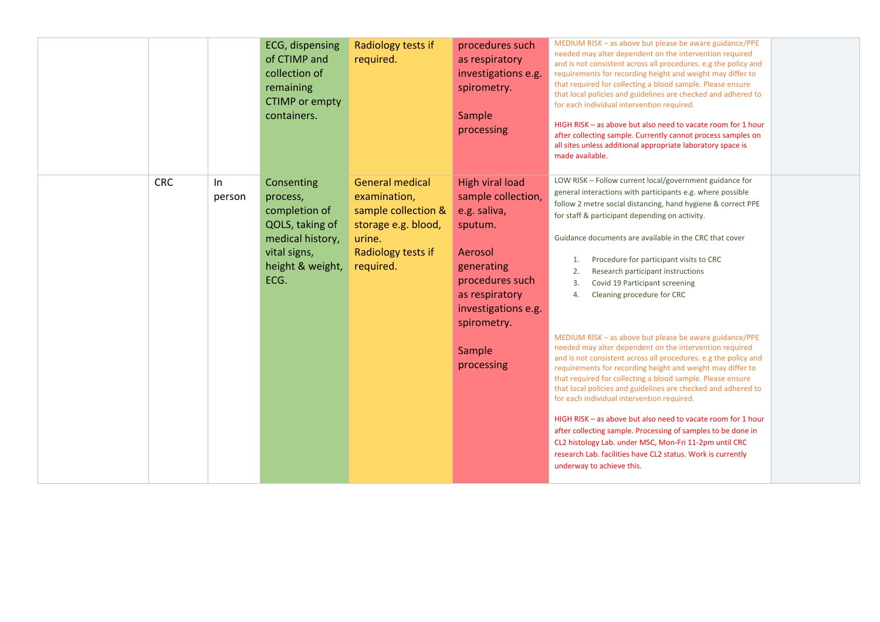| | | | | | | | |
|---|---|---|---|---|---|---|---|
| | | | ECG, dispensing of CTIMP and collection of remaining CTIMP or empty containers. | Radiology tests if required. | procedures such as respiratory investigations e.g. spirometry.<br><br>Sample processing | MEDIUM RISK – as above but please be aware guidance/PPE needed may alter dependent on the intervention required and is not consistent across all procedures. e.g the policy and requirements for recording height and weight may differ to that required for collecting a blood sample. Please ensure that local policies and guidelines are checked and adhered to for each individual intervention required.<br><br>HIGH RISK – as above but also need to vacate room for 1 hour after collecting sample. Currently cannot process samples on all sites unless additional appropriate laboratory space is made available. | |
| | CRC | In person | Consenting process, completion of QOLS, taking of medical history, vital signs, height & weight, ECG. | General medical examination, sample collection & storage e.g. blood, urine.<br>Radiology tests if required. | High viral load sample collection, e.g. saliva, sputum.<br><br>Aerosol generating procedures such as respiratory investigations e.g. spirometry.<br><br>Sample processing | LOW RISK – Follow current local/government guidance for general interactions with participants e.g. where possible follow 2 metre social distancing, hand hygiene & correct PPE for staff & participant depending on activity.<br><br>Guidance documents are available in the CRC that cover<br>1. Procedure for participant visits to CRC<br>2. Research participant instructions<br>3. Covid 19 Participant screening<br>4. Cleaning procedure for CRC<br><br>MEDIUM RISK – as above but please be aware guidance/PPE needed may alter dependent on the intervention required and is not consistent across all procedures. e.g the policy and requirements for recording height and weight may differ to that required for collecting a blood sample. Please ensure that local policies and guidelines are checked and adhered to for each individual intervention required.<br><br>HIGH RISK – as above but also need to vacate room for 1 hour after collecting sample. Processing of samples to be done in CL2 histology Lab. under MSC, Mon-Fri 11-2pm until CRC research Lab. facilities have CL2 status. Work is currently underway to achieve this. | |